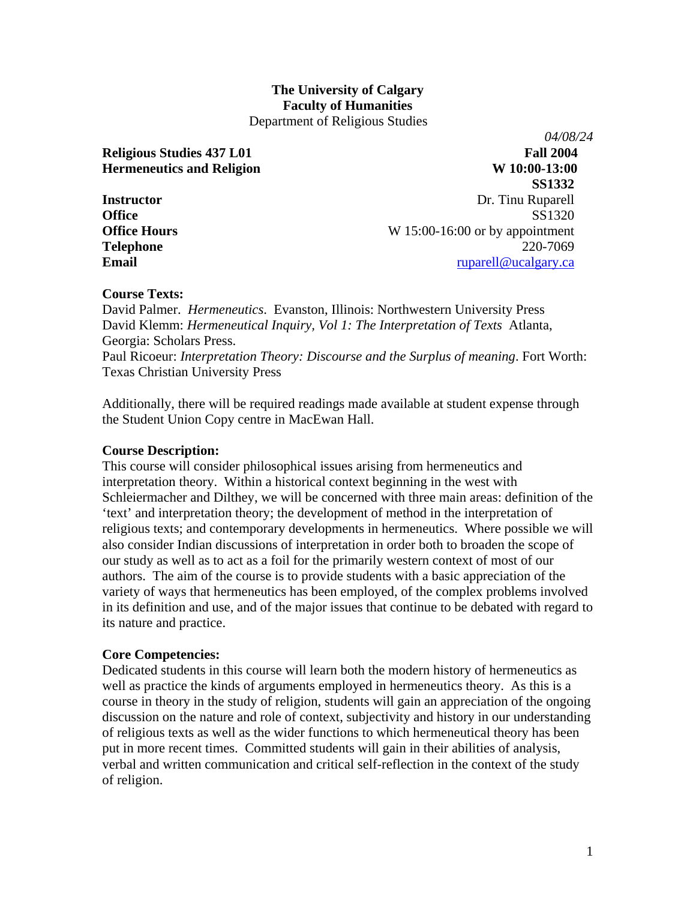**The University of Calgary**
**Faculty of Humanities**
Department of Religious Studies

*04/08/24*

**Religious Studies 437 L01** **Fall 2004**
**Hermeneutics and Religion** **W 10:00-13:00**
**SS1332**

**Instructor** Dr. Tinu Ruparell
**Office** SS1320
**Office Hours** W 15:00-16:00 or by appointment
**Telephone** 220-7069
**Email** ruparell@ucalgary.ca

**Course Texts:**
David Palmer. *Hermeneutics*. Evanston, Illinois: Northwestern University Press
David Klemm: *Hermeneutical Inquiry, Vol 1: The Interpretation of Texts* Atlanta, Georgia: Scholars Press.
Paul Ricoeur: *Interpretation Theory: Discourse and the Surplus of meaning*. Fort Worth: Texas Christian University Press

Additionally, there will be required readings made available at student expense through the Student Union Copy centre in MacEwan Hall.

**Course Description:**
This course will consider philosophical issues arising from hermeneutics and interpretation theory. Within a historical context beginning in the west with Schleiermacher and Dilthey, we will be concerned with three main areas: definition of the 'text' and interpretation theory; the development of method in the interpretation of religious texts; and contemporary developments in hermeneutics. Where possible we will also consider Indian discussions of interpretation in order both to broaden the scope of our study as well as to act as a foil for the primarily western context of most of our authors. The aim of the course is to provide students with a basic appreciation of the variety of ways that hermeneutics has been employed, of the complex problems involved in its definition and use, and of the major issues that continue to be debated with regard to its nature and practice.

**Core Competencies:**
Dedicated students in this course will learn both the modern history of hermeneutics as well as practice the kinds of arguments employed in hermeneutics theory. As this is a course in theory in the study of religion, students will gain an appreciation of the ongoing discussion on the nature and role of context, subjectivity and history in our understanding of religious texts as well as the wider functions to which hermeneutical theory has been put in more recent times. Committed students will gain in their abilities of analysis, verbal and written communication and critical self-reflection in the context of the study of religion.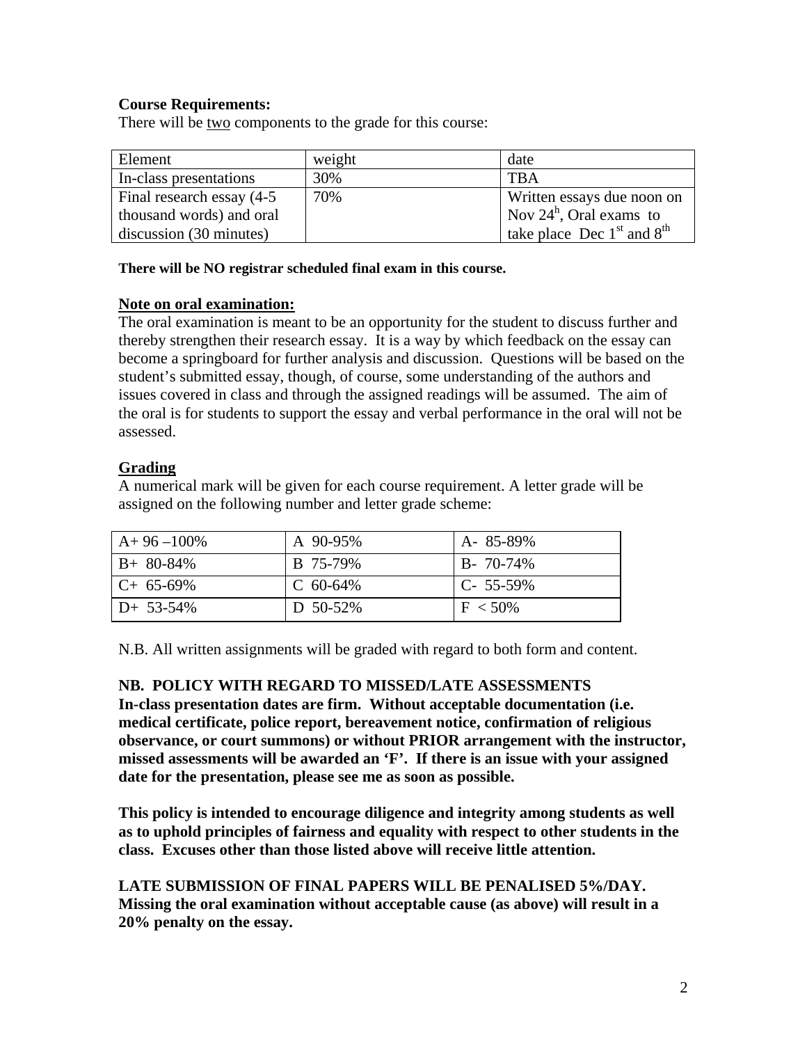**Course Requirements:**

There will be two components to the grade for this course:

| Element | weight | date |
|---|---|---|
| In-class presentations | 30% | TBA |
| Final research essay (4-5 thousand words) and oral discussion (30 minutes) | 70% | Written essays due noon on Nov 24h, Oral exams to take place Dec 1st and 8th |

**There will be NO registrar scheduled final exam in this course.**

**Note on oral examination:**

The oral examination is meant to be an opportunity for the student to discuss further and thereby strengthen their research essay. It is a way by which feedback on the essay can become a springboard for further analysis and discussion. Questions will be based on the student's submitted essay, though, of course, some understanding of the authors and issues covered in class and through the assigned readings will be assumed. The aim of the oral is for students to support the essay and verbal performance in the oral will not be assessed.

**Grading**

A numerical mark will be given for each course requirement. A letter grade will be assigned on the following number and letter grade scheme:

| | | |
|---|---|---|
| A+ 96 –100% | A 90-95% | A- 85-89% |
| B+ 80-84% | B 75-79% | B- 70-74% |
| C+ 65-69% | C 60-64% | C- 55-59% |
| D+ 53-54% | D 50-52% | F < 50% |

N.B. All written assignments will be graded with regard to both form and content.

**NB. POLICY WITH REGARD TO MISSED/LATE ASSESSMENTS**

**In-class presentation dates are firm. Without acceptable documentation (i.e. medical certificate, police report, bereavement notice, confirmation of religious observance, or court summons) or without PRIOR arrangement with the instructor, missed assessments will be awarded an 'F'. If there is an issue with your assigned date for the presentation, please see me as soon as possible.**

**This policy is intended to encourage diligence and integrity among students as well as to uphold principles of fairness and equality with respect to other students in the class. Excuses other than those listed above will receive little attention.**

**LATE SUBMISSION OF FINAL PAPERS WILL BE PENALISED 5%/DAY. Missing the oral examination without acceptable cause (as above) will result in a 20% penalty on the essay.**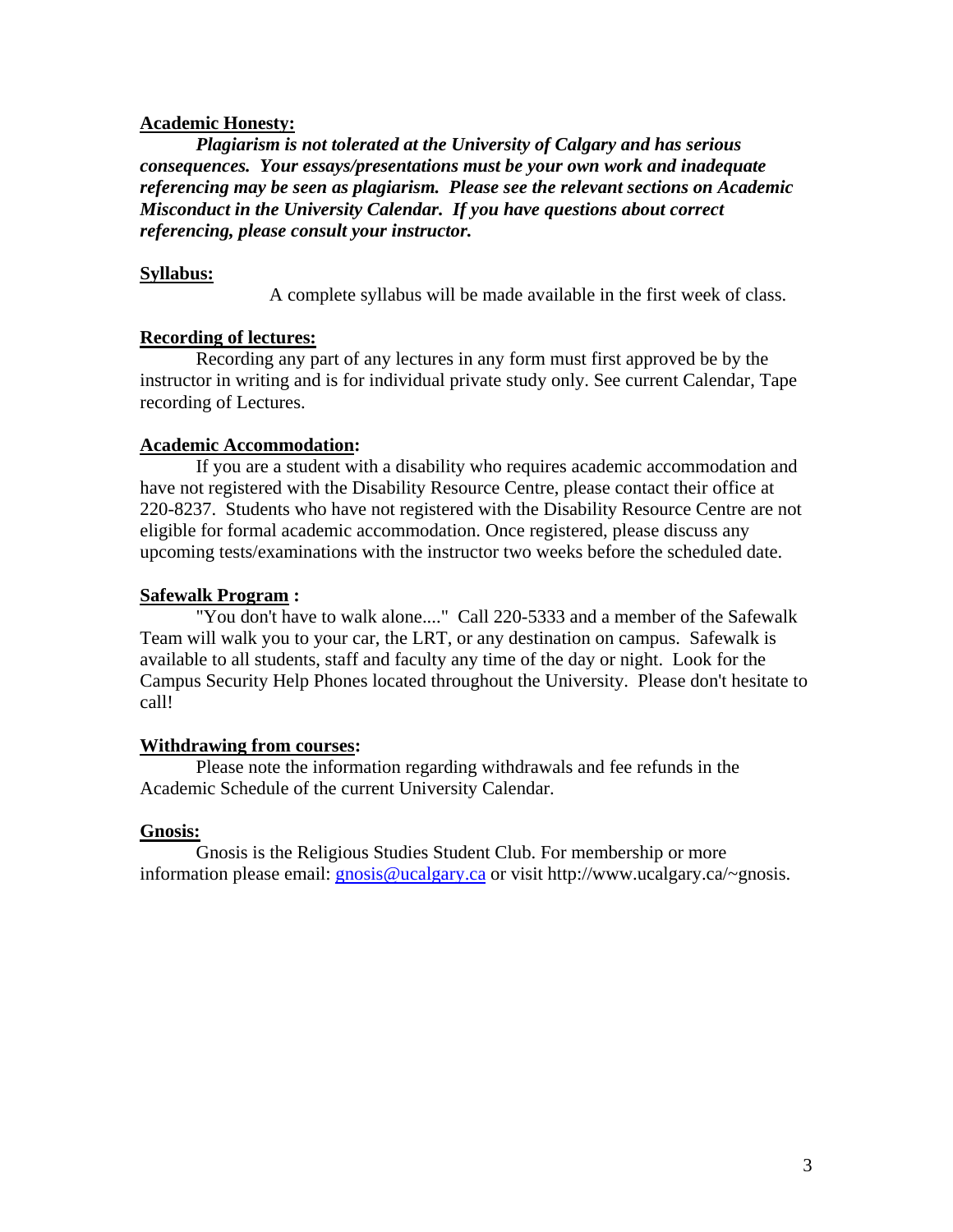**Academic Honesty:**

***Plagiarism is not tolerated at the University of Calgary and has serious consequences. Your essays/presentations must be your own work and inadequate referencing may be seen as plagiarism. Please see the relevant sections on Academic Misconduct in the University Calendar. If you have questions about correct referencing, please consult your instructor.***

**Syllabus:**

A complete syllabus will be made available in the first week of class.

**Recording of lectures:**

Recording any part of any lectures in any form must first approved be by the instructor in writing and is for individual private study only. See current Calendar, Tape recording of Lectures.

**Academic Accommodation:**

If you are a student with a disability who requires academic accommodation and have not registered with the Disability Resource Centre, please contact their office at 220-8237. Students who have not registered with the Disability Resource Centre are not eligible for formal academic accommodation. Once registered, please discuss any upcoming tests/examinations with the instructor two weeks before the scheduled date.

**Safewalk Program :**

"You don't have to walk alone...." Call 220-5333 and a member of the Safewalk Team will walk you to your car, the LRT, or any destination on campus. Safewalk is available to all students, staff and faculty any time of the day or night. Look for the Campus Security Help Phones located throughout the University. Please don't hesitate to call!

**Withdrawing from courses:**

Please note the information regarding withdrawals and fee refunds in the Academic Schedule of the current University Calendar.

**Gnosis:**

Gnosis is the Religious Studies Student Club. For membership or more information please email: gnosis@ucalgary.ca or visit http://www.ucalgary.ca/~gnosis.